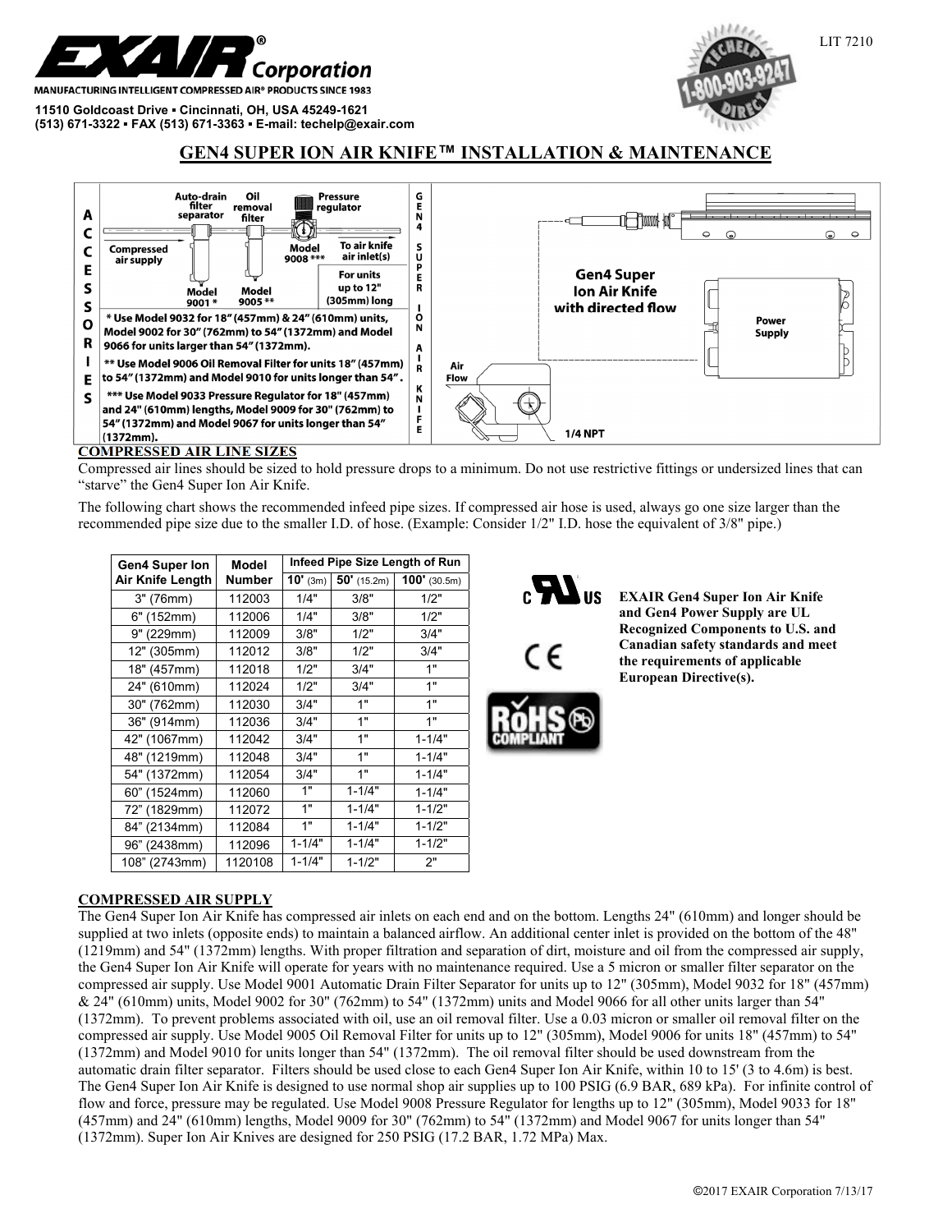**EXAIR® Corporation**

MANUFACTURING INTELLIGENT COMPRESSED AIR® PRODUCTS SINCE 1983

11510 Goldcoast Drive ▪ Cincinnati, OH, USA 45249-1621
(513) 671-3322 ▪ FAX (513) 671-3363 ▪ E-mail: techelp@exair.com

LIT 7210

# GEN4 SUPER ION AIR KNIFE™ INSTALLATION & MAINTENANCE

**ACCESSORIES**

Auto-drain filter separator — Oil removal filter — Pressure regulator

Compressed air supply → Model 9001 * → Model 9005 ** → Model 9008 *** → To air knife air inlet(s)

For units up to 12" (305mm) long

\* Use Model 9032 for 18" (457mm) & 24" (610mm) units, Model 9002 for 30" (762mm) to 54" (1372mm) and Model 9066 for units larger than 54" (1372mm).

\*\* Use Model 9006 Oil Removal Filter for units 18" (457mm) to 54" (1372mm) and Model 9010 for units longer than 54".

\*\*\* Use Model 9033 Pressure Regulator for 18" (457mm) and 24" (610mm) lengths, Model 9009 for 30" (762mm) to 54" (1372mm) and Model 9067 for units longer than 54" (1372mm).

**GEN4 SUPER ION AIR KNIFE**

Gen4 Super Ion Air Knife with directed flow

Power Supply

Air Flow

1/4 NPT

## COMPRESSED AIR LINE SIZES

Compressed air lines should be sized to hold pressure drops to a minimum. Do not use restrictive fittings or undersized lines that can "starve" the Gen4 Super Ion Air Knife.

The following chart shows the recommended infeed pipe sizes. If compressed air hose is used, always go one size larger than the recommended pipe size due to the smaller I.D. of hose. (Example: Consider 1/2" I.D. hose the equivalent of 3/8" pipe.)

| Gen4 Super Ion Air Knife Length | Model Number | Infeed Pipe Size Length of Run | | |
|---|---|---|---|---|
| | | 10' (3m) | 50' (15.2m) | 100' (30.5m) |
| 3" (76mm) | 112003 | 1/4" | 3/8" | 1/2" |
| 6" (152mm) | 112006 | 1/4" | 3/8" | 1/2" |
| 9" (229mm) | 112009 | 3/8" | 1/2" | 3/4" |
| 12" (305mm) | 112012 | 3/8" | 1/2" | 3/4" |
| 18" (457mm) | 112018 | 1/2" | 3/4" | 1" |
| 24" (610mm) | 112024 | 1/2" | 3/4" | 1" |
| 30" (762mm) | 112030 | 3/4" | 1" | 1" |
| 36" (914mm) | 112036 | 3/4" | 1" | 1" |
| 42" (1067mm) | 112042 | 3/4" | 1" | 1-1/4" |
| 48" (1219mm) | 112048 | 3/4" | 1" | 1-1/4" |
| 54" (1372mm) | 112054 | 3/4" | 1" | 1-1/4" |
| 60" (1524mm) | 112060 | 1" | 1-1/4" | 1-1/4" |
| 72" (1829mm) | 112072 | 1" | 1-1/4" | 1-1/2" |
| 84" (2134mm) | 112084 | 1" | 1-1/4" | 1-1/2" |
| 96" (2438mm) | 112096 | 1-1/4" | 1-1/4" | 1-1/2" |
| 108" (2743mm) | 1120108 | 1-1/4" | 1-1/2" | 2" |

**EXAIR Gen4 Super Ion Air Knife and Gen4 Power Supply are UL Recognized Components to U.S. and Canadian safety standards and meet the requirements of applicable European Directive(s).**

## COMPRESSED AIR SUPPLY

The Gen4 Super Ion Air Knife has compressed air inlets on each end and on the bottom. Lengths 24" (610mm) and longer should be supplied at two inlets (opposite ends) to maintain a balanced airflow. An additional center inlet is provided on the bottom of the 48" (1219mm) and 54" (1372mm) lengths. With proper filtration and separation of dirt, moisture and oil from the compressed air supply, the Gen4 Super Ion Air Knife will operate for years with no maintenance required. Use a 5 micron or smaller filter separator on the compressed air supply. Use Model 9001 Automatic Drain Filter Separator for units up to 12" (305mm), Model 9032 for 18" (457mm) & 24" (610mm) units, Model 9002 for 30" (762mm) to 54" (1372mm) units and Model 9066 for all other units larger than 54" (1372mm). To prevent problems associated with oil, use an oil removal filter. Use a 0.03 micron or smaller oil removal filter on the compressed air supply. Use Model 9005 Oil Removal Filter for units up to 12" (305mm), Model 9006 for units 18" (457mm) to 54" (1372mm) and Model 9010 for units longer than 54" (1372mm). The oil removal filter should be used downstream from the automatic drain filter separator. Filters should be used close to each Gen4 Super Ion Air Knife, within 10 to 15' (3 to 4.6m) is best. The Gen4 Super Ion Air Knife is designed to use normal shop air supplies up to 100 PSIG (6.9 BAR, 689 kPa). For infinite control of flow and force, pressure may be regulated. Use Model 9008 Pressure Regulator for lengths up to 12" (305mm), Model 9033 for 18" (457mm) and 24" (610mm) lengths, Model 9009 for 30" (762mm) to 54" (1372mm) and Model 9067 for units longer than 54" (1372mm). Super Ion Air Knives are designed for 250 PSIG (17.2 BAR, 1.72 MPa) Max.

©2017 EXAIR Corporation 7/13/17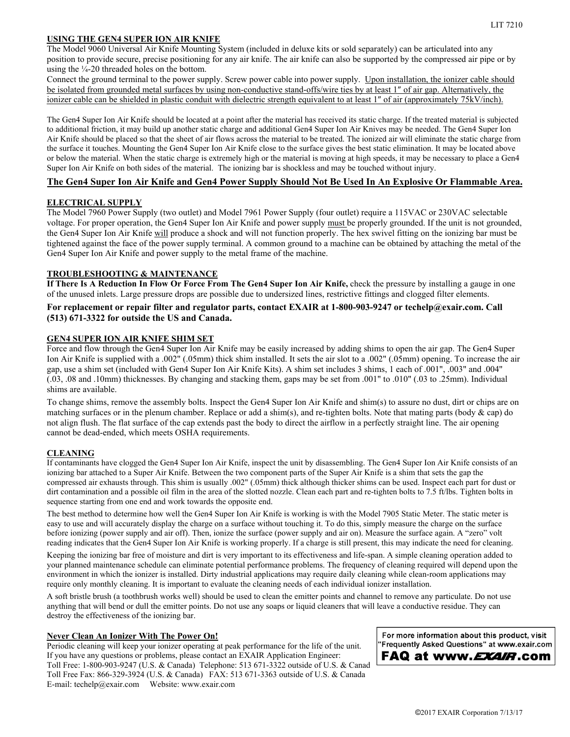## USING THE GEN4 SUPER ION AIR KNIFE

The Model 9060 Universal Air Knife Mounting System (included in deluxe kits or sold separately) can be articulated into any position to provide secure, precise positioning for any air knife. The air knife can also be supported by the compressed air pipe or by using the ¼-20 threaded holes on the bottom.

Connect the ground terminal to the power supply. Screw power cable into power supply. Upon installation, the ionizer cable should be isolated from grounded metal surfaces by using non-conductive stand-offs/wire ties by at least 1″ of air gap. Alternatively, the ionizer cable can be shielded in plastic conduit with dielectric strength equivalent to at least 1″ of air (approximately 75kV/inch).

The Gen4 Super Ion Air Knife should be located at a point after the material has received its static charge. If the treated material is subjected to additional friction, it may build up another static charge and additional Gen4 Super Ion Air Knives may be needed. The Gen4 Super Ion Air Knife should be placed so that the sheet of air flows across the material to be treated. The ionized air will eliminate the static charge from the surface it touches. Mounting the Gen4 Super Ion Air Knife close to the surface gives the best static elimination. It may be located above or below the material. When the static charge is extremely high or the material is moving at high speeds, it may be necessary to place a Gen4 Super Ion Air Knife on both sides of the material. The ionizing bar is shockless and may be touched without injury.

**The Gen4 Super Ion Air Knife and Gen4 Power Supply Should Not Be Used In An Explosive Or Flammable Area.**

## ELECTRICAL SUPPLY

The Model 7960 Power Supply (two outlet) and Model 7961 Power Supply (four outlet) require a 115VAC or 230VAC selectable voltage. For proper operation, the Gen4 Super Ion Air Knife and power supply must be properly grounded. If the unit is not grounded, the Gen4 Super Ion Air Knife will produce a shock and will not function properly. The hex swivel fitting on the ionizing bar must be tightened against the face of the power supply terminal. A common ground to a machine can be obtained by attaching the metal of the Gen4 Super Ion Air Knife and power supply to the metal frame of the machine.

## TROUBLESHOOTING & MAINTENANCE

**If There Is A Reduction In Flow Or Force From The Gen4 Super Ion Air Knife,** check the pressure by installing a gauge in one of the unused inlets. Large pressure drops are possible due to undersized lines, restrictive fittings and clogged filter elements.

**For replacement or repair filter and regulator parts, contact EXAIR at 1-800-903-9247 or techelp@exair.com. Call (513) 671-3322 for outside the US and Canada.**

## GEN4 SUPER ION AIR KNIFE SHIM SET

Force and flow through the Gen4 Super Ion Air Knife may be easily increased by adding shims to open the air gap. The Gen4 Super Ion Air Knife is supplied with a .002" (.05mm) thick shim installed. It sets the air slot to a .002" (.05mm) opening. To increase the air gap, use a shim set (included with Gen4 Super Ion Air Knife Kits). A shim set includes 3 shims, 1 each of .001", .003" and .004" (.03, .08 and .10mm) thicknesses. By changing and stacking them, gaps may be set from .001" to .010" (.03 to .25mm). Individual shims are available.

To change shims, remove the assembly bolts. Inspect the Gen4 Super Ion Air Knife and shim(s) to assure no dust, dirt or chips are on matching surfaces or in the plenum chamber. Replace or add a shim(s), and re-tighten bolts. Note that mating parts (body & cap) do not align flush. The flat surface of the cap extends past the body to direct the airflow in a perfectly straight line. The air opening cannot be dead-ended, which meets OSHA requirements.

## CLEANING

If contaminants have clogged the Gen4 Super Ion Air Knife, inspect the unit by disassembling. The Gen4 Super Ion Air Knife consists of an ionizing bar attached to a Super Air Knife. Between the two component parts of the Super Air Knife is a shim that sets the gap the compressed air exhausts through. This shim is usually .002" (.05mm) thick although thicker shims can be used. Inspect each part for dust or dirt contamination and a possible oil film in the area of the slotted nozzle. Clean each part and re-tighten bolts to 7.5 ft/lbs. Tighten bolts in sequence starting from one end and works towards the opposite end.

The best method to determine how well the Gen4 Super Ion Air Knife is working is with the Model 7905 Static Meter. The static meter is easy to use and will accurately display the charge on a surface without touching it. To do this, simply measure the charge on the surface before ionizing (power supply and air off). Then, ionize the surface (power supply and air on). Measure the surface again. A "zero" volt reading indicates that the Gen4 Super Ion Air Knife is working properly. If a charge is still present, this may indicate the need for cleaning.

Keeping the ionizing bar free of moisture and dirt is very important to its effectiveness and life-span. A simple cleaning operation added to your planned maintenance schedule can eliminate potential performance problems. The frequency of cleaning required will depend upon the environment in which the ionizer is installed. Dirty industrial applications may require daily cleaning while clean-room applications may require only monthly cleaning. It is important to evaluate the cleaning needs of each individual ionizer installation.

A soft bristle brush (a toothbrush works well) should be used to clean the emitter points and channel to remove any particulate. Do not use anything that will bend or dull the emitter points. Do not use any soaps or liquid cleaners that will leave a conductive residue. They can destroy the effectiveness of the ionizing bar.

### Never Clean An Ionizer With The Power On!

Periodic cleaning will keep your ionizer operating at peak performance for the life of the unit.
If you have any questions or problems, please contact an EXAIR Application Engineer:
Toll Free: 1-800-903-9247 (U.S. & Canada) Telephone: 513 671-3322 outside of U.S. & Canad
Toll Free Fax: 866-329-3924 (U.S. & Canada) FAX: 513 671-3363 outside of U.S. & Canada
E-mail: techelp@exair.com Website: www.exair.com

For more information about this product, visit "Frequently Asked Questions" at www.exair.com

**FAQ at www.EXAIR.com**

©2017 EXAIR Corporation 7/13/17